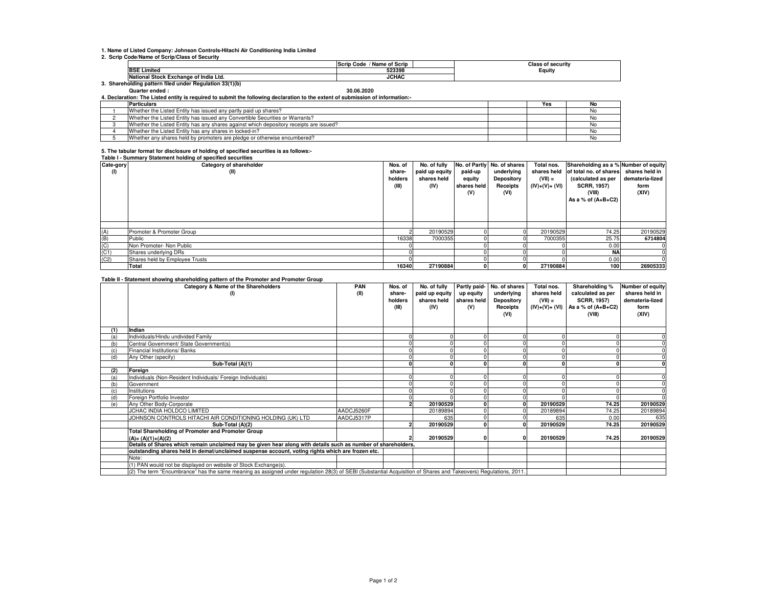1. Name of Listed Company: Johnson Controls-Hitachi Air Conditioning India Limited

2. Scrip Code/Name of Scrip/Class of Security

| | Scrip Code / Name of Scrip | Class of security |
|---|---|---|
| BSE Limited | 523398 | Equity |
| National Stock Exchange of India Ltd. | JCHAC | |

3. Shareholding pattern filed under Regulation 33(1)(b)

Quarter ended : 30.06.2020

4. Declaration: The Listed entity is required to submit the following declaration to the extent of submission of information:-

| | Particulars | | Yes | No |
|---|---|---|---|---|
| 1 | Whether the Listed Entity has issued any partly paid up shares? | | | No |
| 2 | Whether the Listed Entity has issued any Convertible Securities or Warrants? | | | No |
| 3 | Whether the Listed Entity has any shares against which depository receipts are issued? | | | No |
| 4 | Whether the Listed Entity has any shares in locked-in? | | | No |
| 5 | Whether any shares held by promoters are pledge or otherwise encumbered? | | | No |

5. The tabular format for disclosure of holding of specified securities is as follows:-

**Table I - Summary Statement holding of specified securities**

| Cate-gory (I) | Category of shareholder (II) | Nos. of share-holders (III) | No. of fully paid up equity shares held (IV) | No. of Partly paid-up equity shares held (V) | No. of shares underlying Depository Receipts (VI) | Total nos. shares held (VII) = (IV)+(V)+ (VI) | Shareholding as a % of total no. of shares (calculated as per SCRR, 1957) (VIII) As a % of (A+B+C2) | Number of equity shares held in demateria-lized form (XIV) |
|---|---|---|---|---|---|---|---|---|
| (A) | Promoter & Promoter Group | 2 | 20190529 | 0 | 0 | 20190529 | 74.25 | 20190529 |
| (B) | Public | 16338 | 7000355 | 0 | 0 | 7000355 | 25.75 | **6714804** |
| (C) | Non Promoter- Non Public | 0 | | 0 | 0 | 0 | 0.00 | 0 |
| (C1) | Shares underlying DRs | 0 | | 0 | 0 | 0 | **NA** | 0 |
| (C2) | Shares held by Employee Trusts | 0 | | 0 | 0 | 0 | 0.00 | 0 |
| | **Total** | **16340** | **27190884** | **0** | **0** | **27190884** | **100** | **26905333** |

**Table II - Statement showing shareholding pattern of the Promoter and Promoter Group**

| | Category & Name of the Shareholders (I) | PAN (II) | Nos. of share-holders (III) | No. of fully paid up equity shares held (IV) | Partly paid-up equity shares held (V) | No. of shares underlying Depository Receipts (VI) | Total nos. shares held (VII) = (IV)+(V)+ (VI) | Shareholding % calculated as per SCRR, 1957) As a % of (A+B+C2) (VIII) | Number of equity shares held in demateria-lized form (XIV) |
|---|---|---|---|---|---|---|---|---|---|
| **(1)** | **Indian** | | | | | | | | |
| (a) | Individuals/Hindu undivided Family | | 0 | 0 | 0 | 0 | 0 | 0 | 0 |
| (b) | Central Government/ State Government(s) | | 0 | 0 | 0 | 0 | 0 | 0 | 0 |
| (c) | Financial Institutions/ Banks | | 0 | 0 | 0 | 0 | 0 | 0 | 0 |
| (d) | Any Other (specify) | | 0 | 0 | 0 | 0 | 0 | 0 | 0 |
| | **Sub-Total (A)(1)** | | **0** | **0** | **0** | **0** | **0** | **0** | **0** |
| **(2)** | **Foreign** | | | | | | | | |
| (a) | Individuals (Non-Resident Individuals/ Foreign Individuals) | | 0 | 0 | 0 | 0 | 0 | 0 | 0 |
| (b) | Government | | 0 | 0 | 0 | 0 | 0 | 0 | 0 |
| (c) | Institutions | | 0 | 0 | 0 | 0 | 0 | 0 | 0 |
| (d) | Foreign Portfolio Investor | | 0 | 0 | 0 | 0 | 0 | 0 | 0 |
| (e) | Any Other Body-Corporate | | **2** | **20190529** | **0** | **0** | **20190529** | **74.25** | **20190529** |
| | JCHAC INDIA HOLDCO LIMITED | AADCJ5260F | | 20189894 | 0 | 0 | 20189894 | 74.25 | 20189894 |
| | JOHNSON CONTROLS HITACHI AIR CONDITIONING HOLDING (UK) LTD | AADCJ5317P | | 635 | 0 | 0 | 635 | 0.00 | 635 |
| | **Sub-Total (A)(2)** | | **2** | **20190529** | **0** | **0** | **20190529** | **74.25** | **20190529** |
| | **Total Shareholding of Promoter and Promoter Group (A)= (A)(1)+(A)(2)** | | **2** | **20190529** | **0** | **0** | **20190529** | **74.25** | **20190529** |
| | **Details of Shares which remain unclaimed may be given hear along with details such as number of shareholders, outstanding shares held in demat/unclaimed suspense account, voting rights which are frozen etc.** | | | | | | | | |
| | Note: | | | | | | | | |
| | (1) PAN would not be displayed on website of Stock Exchange(s). | | | | | | | | |
| | (2) The term "Encumbrance" has the same meaning as assigned under regulation 28(3) of SEBI (Substantial Acquisition of Shares and Takeovers) Regulations, 2011. | | | | | | | | |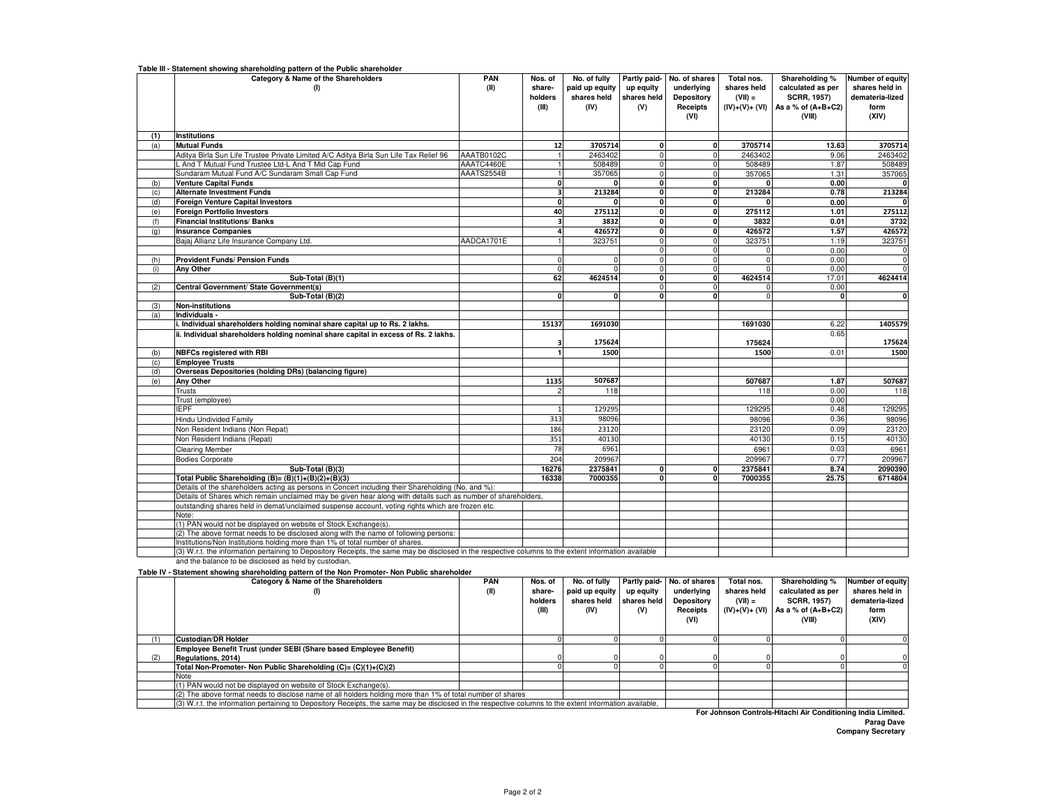**Table III - Statement showing shareholding pattern of the Public shareholder**

| | Category & Name of the Shareholders (I) | PAN (II) | Nos. of share-holders (III) | No. of fully paid up equity shares held (IV) | Partly paid-up equity shares held (V) | No. of shares underlying Depository Receipts (VI) | Total nos. shares held (VII) = (IV)+(V)+ (VI) | Shareholding % calculated as per SCRR, 1957) As a % of (A+B+C2) (VIII) | Number of equity shares held in demateria-lized form (XIV) |
|---|---|---|---|---|---|---|---|---|---|
| (1) | **Institutions** | | | | | | | | |
| (a) | **Mutual Funds** | | 12 | 3705714 | 0 | 0 | 3705714 | 13.63 | 3705714 |
| | Aditya Birla Sun Life Trustee Private Limited A/C Aditya Birla Sun Life Tax Relief 96 | AAATB0102C | 1 | 2463402 | 0 | 0 | 2463402 | 9.06 | 2463402 |
| | L And T Mutual Fund Trustee Ltd-L And T Mid Cap Fund | AAATC4460E | 1 | 508489 | 0 | 0 | 508489 | 1.87 | 508489 |
| | Sundaram Mutual Fund A/C Sundaram Small Cap Fund | AAATS2554B | 1 | 357065 | 0 | 0 | 357065 | 1.31 | 357065 |
| (b) | **Venture Capital Funds** | | 0 | 0 | 0 | 0 | 0 | 0.00 | 0 |
| (c) | **Alternate Investment Funds** | | 3 | 213284 | 0 | 0 | 213284 | 0.78 | 213284 |
| (d) | **Foreign Venture Capital Investors** | | 0 | 0 | 0 | 0 | 0 | 0.00 | 0 |
| (e) | **Foreign Portfolio Investors** | | 40 | 275112 | 0 | 0 | 275112 | 1.01 | 275112 |
| (f) | **Financial Institutions/ Banks** | | 3 | 3832 | 0 | 0 | 3832 | 0.01 | 3732 |
| (g) | **Insurance Companies** | | 4 | 426572 | 0 | 0 | 426572 | 1.57 | 426572 |
| | Bajaj Allianz Life Insurance Company Ltd. | AADCA1701E | 1 | 323751 | 0 | 0 | 323751 | 1.19 | 323751 |
| | | | | | 0 | 0 | 0 | 0.00 | 0 |
| (h) | **Provident Funds/ Pension Funds** | | 0 | 0 | 0 | 0 | 0 | 0.00 | 0 |
| (i) | **Any Other** | | 0 | 0 | 0 | 0 | 0 | 0.00 | 0 |
| | **Sub-Total (B)(1)** | | 62 | 4624514 | 0 | 0 | 4624514 | 17.01 | 4624414 |
| (2) | **Central Government/ State Government(s)** | | | | 0 | 0 | 0 | 0.00 | |
| | **Sub-Total (B)(2)** | | 0 | 0 | 0 | 0 | 0 | 0 | 0 |
| (3) | **Non-institutions** | | | | | | | | |
| (a) | **Individuals -** | | | | | | | | |
| | **i. Individual shareholders holding nominal share capital up to Rs. 2 lakhs.** | | 15137 | 1691030 | | | 1691030 | 6.22 | 1405579 |
| | **ii. Individual shareholders holding nominal share capital in excess of Rs. 2 lakhs.** | | 3 | 175624 | | | 175624 | 0.65 | 175624 |
| (b) | **NBFCs registered with RBI** | | 1 | 1500 | | | 1500 | 0.01 | 1500 |
| (c) | **Employee Trusts** | | | | | | | | |
| (d) | **Overseas Depositories (holding DRs) (balancing figure)** | | | | | | | | |
| (e) | **Any Other** | | 1135 | 507687 | | | 507687 | 1.87 | 507687 |
| | Trusts | | 2 | 118 | | | 118 | 0.00 | 118 |
| | Trust (employee) | | | | | | | 0.00 | |
| | IEPF | | 1 | 129295 | | | 129295 | 0.48 | 129295 |
| | Hindu Undivided Family | | 313 | 98096 | | | 98096 | 0.36 | 98096 |
| | Non Resident Indians (Non Repat) | | 186 | 23120 | | | 23120 | 0.09 | 23120 |
| | Non Resident Indians (Repat) | | 351 | 40130 | | | 40130 | 0.15 | 40130 |
| | Clearing Member | | 78 | 6961 | | | 6961 | 0.03 | 6961 |
| | Bodies Corporate | | 204 | 209967 | | | 209967 | 0.77 | 209967 |
| | **Sub-Total (B)(3)** | | 16276 | 2375841 | 0 | 0 | 2375841 | 8.74 | 2090390 |
| | **Total Public Shareholding (B)= (B)(1)+(B)(2)+(B)(3)** | | 16338 | 7000355 | 0 | 0 | 7000355 | 25.75 | 6714804 |

Details of the shareholders acting as persons in Concert including their Shareholding (No. and %):

Details of Shares which remain unclaimed may be given hear along with details such as number of shareholders, outstanding shares held in demat/unclaimed suspense account, voting rights which are frozen etc.

Note:

(1) PAN would not be displayed on website of Stock Exchange(s).

(2) The above format needs to be disclosed along with the name of following persons: Institutions/Non Institutions holding more than 1% of total number of shares.

(3) W.r.t. the information pertaining to Depository Receipts, the same may be disclosed in the respective columns to the extent information available and the balance to be disclosed as held by custodian,

**Table IV - Statement showing shareholding pattern of the Non Promoter- Non Public shareholder**

| | Category & Name of the Shareholders (I) | PAN (II) | Nos. of share-holders (III) | No. of fully paid up equity shares held (IV) | Partly paid-up equity shares held (V) | No. of shares underlying Depository Receipts (VI) | Total nos. shares held (VII) = (IV)+(V)+ (VI) | Shareholding % calculated as per SCRR, 1957) As a % of (A+B+C2) (VIII) | Number of equity shares held in demateria-lized form (XIV) |
|---|---|---|---|---|---|---|---|---|---|
| (1) | **Custodian/DR Holder** | | 0 | 0 | 0 | 0 | 0 | 0 | 0 |
| (2) | **Employee Benefit Trust (under SEBI (Share based Employee Benefit) Regulations, 2014)** | | 0 | 0 | 0 | 0 | 0 | 0 | 0 |
| | **Total Non-Promoter- Non Public Shareholding (C)= (C)(1)+(C)(2)** | | 0 | 0 | 0 | 0 | 0 | 0 | 0 |

Note

(1) PAN would not be displayed on website of Stock Exchange(s).

(2) The above format needs to disclose name of all holders holding more than 1% of total number of shares

(3) W.r.t. the information pertaining to Depository Receipts, the same may be disclosed in the respective columns to the extent information available,

**For Johnson Controls-Hitachi Air Conditioning India Limited.**

**Parag Dave**

**Company Secretary**